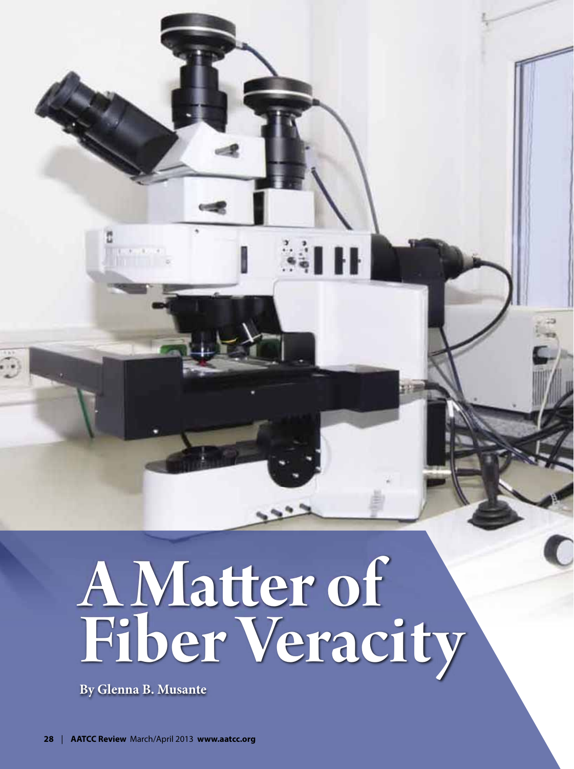# A Matter of Fiber Veracity

**By Glenna B. Musante**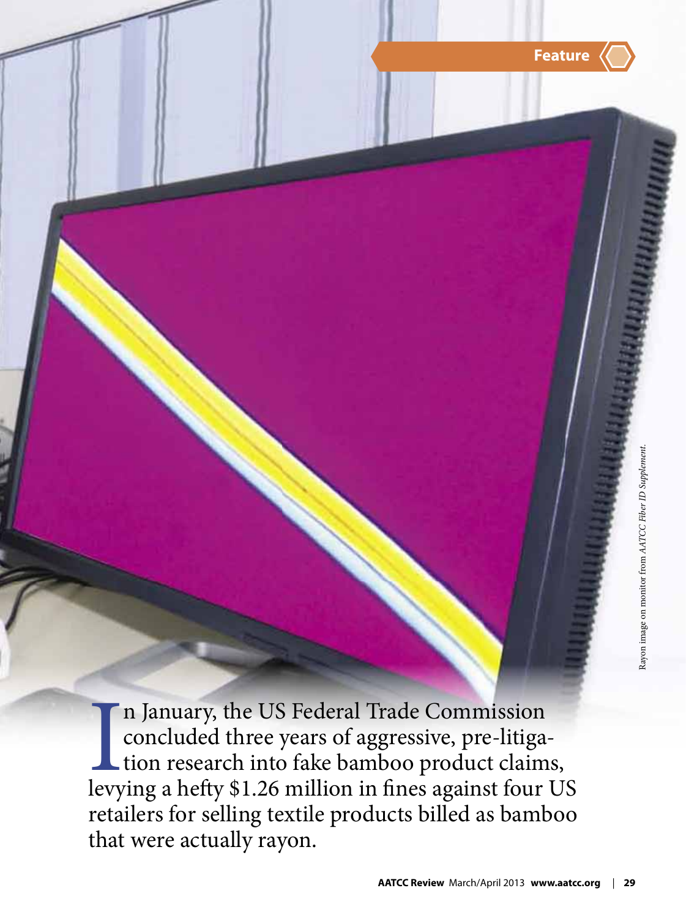Feature

In January, the US Federal Trade Commission concluded three years of aggressive, pre-litigation research into fake bamboo product claims, levying a hefty $1.26 million in fines against four US retailers for selling textile products billed as bamboo that were actually rayon.

Rayon image on monitor from *AATCC Fiber ID Supplement*.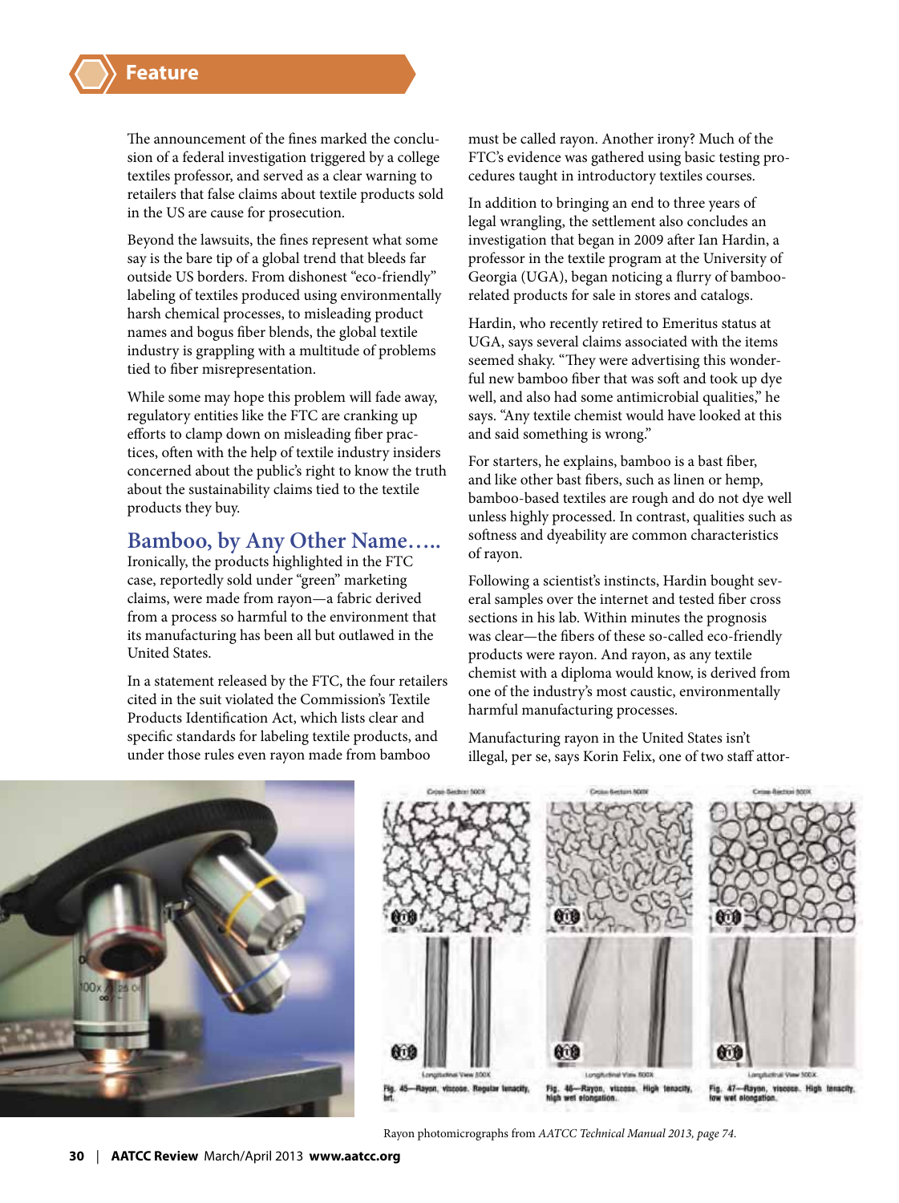The announcement of the fines marked the conclusion of a federal investigation triggered by a college textiles professor, and served as a clear warning to retailers that false claims about textile products sold in the US are cause for prosecution.

Beyond the lawsuits, the fines represent what some say is the bare tip of a global trend that bleeds far outside US borders. From dishonest "eco-friendly" labeling of textiles produced using environmentally harsh chemical processes, to misleading product names and bogus fiber blends, the global textile industry is grappling with a multitude of problems tied to fiber misrepresentation.

While some may hope this problem will fade away, regulatory entities like the FTC are cranking up efforts to clamp down on misleading fiber practices, often with the help of textile industry insiders concerned about the public's right to know the truth about the sustainability claims tied to the textile products they buy.

## Bamboo, by Any Other Name…..

Ironically, the products highlighted in the FTC case, reportedly sold under "green" marketing claims, were made from rayon—a fabric derived from a process so harmful to the environment that its manufacturing has been all but outlawed in the United States.

In a statement released by the FTC, the four retailers cited in the suit violated the Commission's Textile Products Identification Act, which lists clear and specific standards for labeling textile products, and under those rules even rayon made from bamboo must be called rayon. Another irony? Much of the FTC's evidence was gathered using basic testing procedures taught in introductory textiles courses.

In addition to bringing an end to three years of legal wrangling, the settlement also concludes an investigation that began in 2009 after Ian Hardin, a professor in the textile program at the University of Georgia (UGA), began noticing a flurry of bamboo-related products for sale in stores and catalogs.

Hardin, who recently retired to Emeritus status at UGA, says several claims associated with the items seemed shaky. "They were advertising this wonderful new bamboo fiber that was soft and took up dye well, and also had some antimicrobial qualities," he says. "Any textile chemist would have looked at this and said something is wrong."

For starters, he explains, bamboo is a bast fiber, and like other bast fibers, such as linen or hemp, bamboo-based textiles are rough and do not dye well unless highly processed. In contrast, qualities such as softness and dyeability are common characteristics of rayon.

Following a scientist's instincts, Hardin bought several samples over the internet and tested fiber cross sections in his lab. Within minutes the prognosis was clear—the fibers of these so-called eco-friendly products were rayon. And rayon, as any textile chemist with a diploma would know, is derived from one of the industry's most caustic, environmentally harmful manufacturing processes.

Manufacturing rayon in the United States isn't illegal, per se, says Korin Felix, one of two staff attor-

Fig. 45—Rayon, viscose. Regular tenacity, brt.

Fig. 46—Rayon, viscose. High tenacity, high wet elongation.

Fig. 47—Rayon, viscose. High tenacity, low wet elongation.

Rayon photomicrographs from *AATCC Technical Manual 2013, page 74.*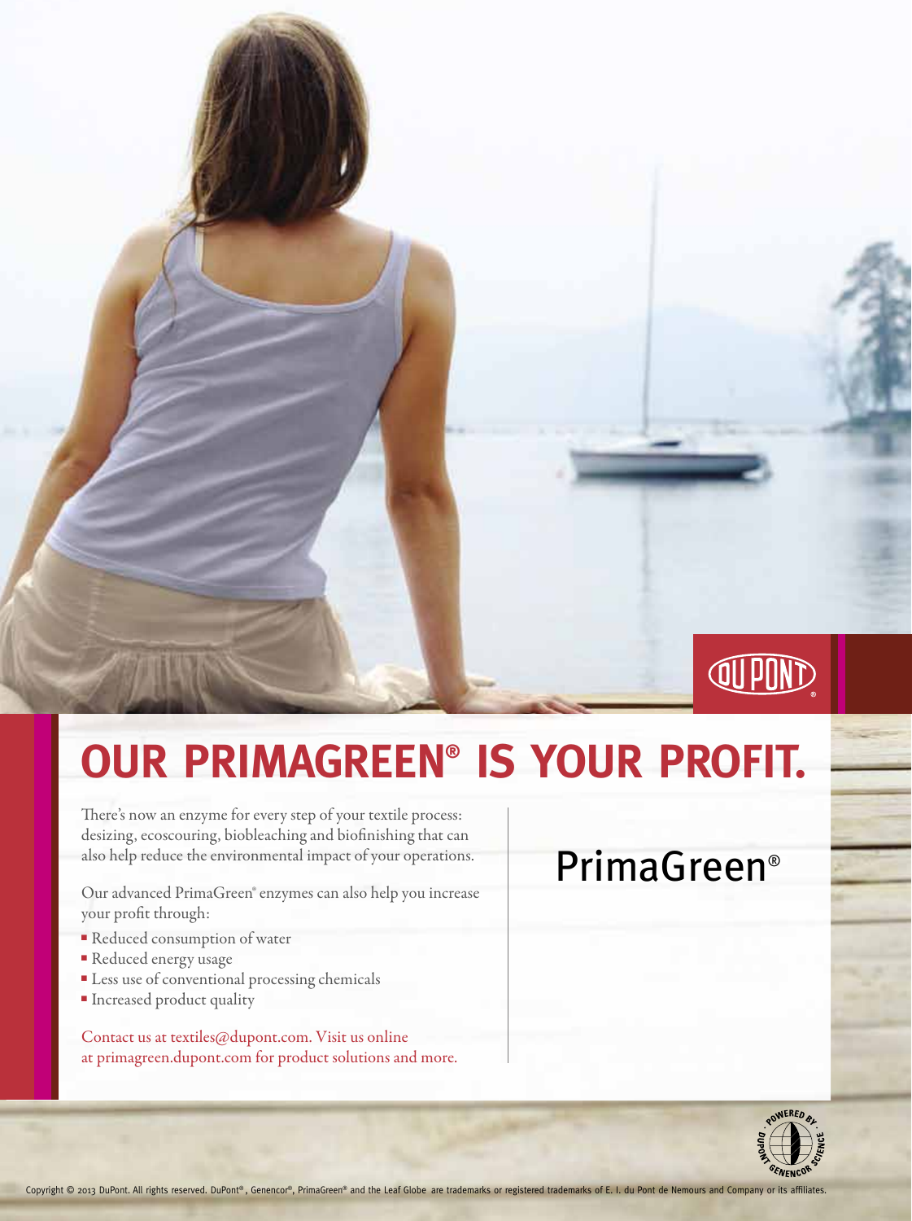# OUR PRIMAGREEN® IS YOUR PROFIT.

There's now an enzyme for every step of your textile process: desizing, ecoscouring, biobleaching and biofinishing that can also help reduce the environmental impact of your operations.

Our advanced PrimaGreen® enzymes can also help you increase your profit through:

- Reduced consumption of water
- Reduced energy usage
- Less use of conventional processing chemicals
- Increased product quality

Contact us at textiles@dupont.com. Visit us online at primagreen.dupont.com for product solutions and more.

PrimaGreen®

Copyright © 2013 DuPont. All rights reserved. DuPont®, Genencor®, PrimaGreen® and the Leaf Globe are trademarks or registered trademarks of E. I. du Pont de Nemours and Company or its affiliates.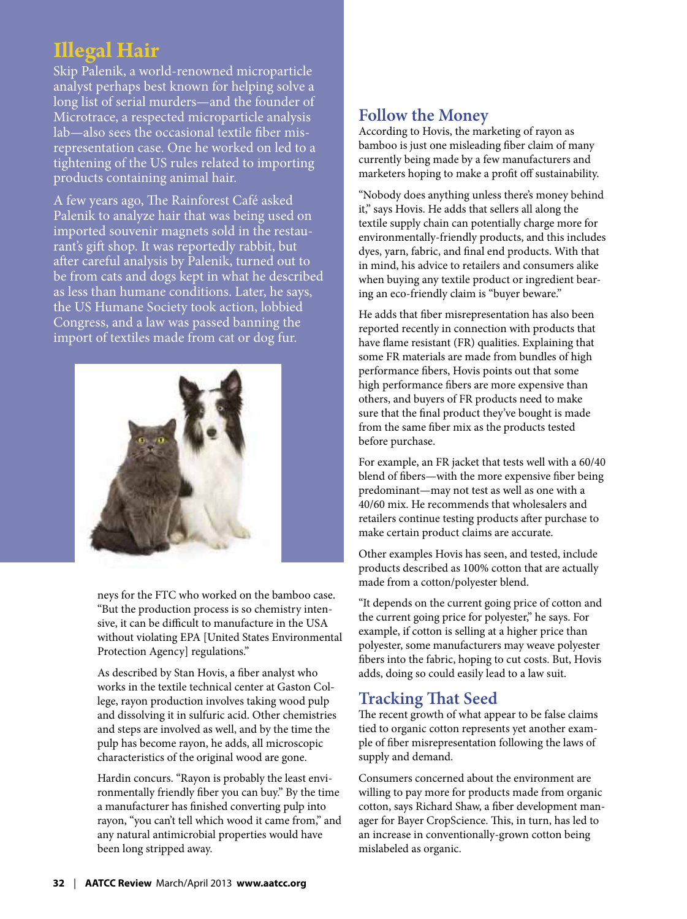## Illegal Hair

Skip Palenik, a world-renowned microparticle analyst perhaps best known for helping solve a long list of serial murders—and the founder of Microtrace, a respected microparticle analysis lab—also sees the occasional textile fiber misrepresentation case. One he worked on led to a tightening of the US rules related to importing products containing animal hair.

A few years ago, The Rainforest Café asked Palenik to analyze hair that was being used on imported souvenir magnets sold in the restaurant's gift shop. It was reportedly rabbit, but after careful analysis by Palenik, turned out to be from cats and dogs kept in what he described as less than humane conditions. Later, he says, the US Humane Society took action, lobbied Congress, and a law was passed banning the import of textiles made from cat or dog fur.

neys for the FTC who worked on the bamboo case. "But the production process is so chemistry intensive, it can be difficult to manufacture in the USA without violating EPA [United States Environmental Protection Agency] regulations."

As described by Stan Hovis, a fiber analyst who works in the textile technical center at Gaston College, rayon production involves taking wood pulp and dissolving it in sulfuric acid. Other chemistries and steps are involved as well, and by the time the pulp has become rayon, he adds, all microscopic characteristics of the original wood are gone.

Hardin concurs. "Rayon is probably the least environmentally friendly fiber you can buy." By the time a manufacturer has finished converting pulp into rayon, "you can't tell which wood it came from," and any natural antimicrobial properties would have been long stripped away.

## Follow the Money

According to Hovis, the marketing of rayon as bamboo is just one misleading fiber claim of many currently being made by a few manufacturers and marketers hoping to make a profit off sustainability.

"Nobody does anything unless there's money behind it," says Hovis. He adds that sellers all along the textile supply chain can potentially charge more for environmentally-friendly products, and this includes dyes, yarn, fabric, and final end products. With that in mind, his advice to retailers and consumers alike when buying any textile product or ingredient bearing an eco-friendly claim is "buyer beware."

He adds that fiber misrepresentation has also been reported recently in connection with products that have flame resistant (FR) qualities. Explaining that some FR materials are made from bundles of high performance fibers, Hovis points out that some high performance fibers are more expensive than others, and buyers of FR products need to make sure that the final product they've bought is made from the same fiber mix as the products tested before purchase.

For example, an FR jacket that tests well with a 60/40 blend of fibers—with the more expensive fiber being predominant—may not test as well as one with a 40/60 mix. He recommends that wholesalers and retailers continue testing products after purchase to make certain product claims are accurate.

Other examples Hovis has seen, and tested, include products described as 100% cotton that are actually made from a cotton/polyester blend.

"It depends on the current going price of cotton and the current going price for polyester," he says. For example, if cotton is selling at a higher price than polyester, some manufacturers may weave polyester fibers into the fabric, hoping to cut costs. But, Hovis adds, doing so could easily lead to a law suit.

## Tracking That Seed

The recent growth of what appear to be false claims tied to organic cotton represents yet another example of fiber misrepresentation following the laws of supply and demand.

Consumers concerned about the environment are willing to pay more for products made from organic cotton, says Richard Shaw, a fiber development manager for Bayer CropScience. This, in turn, has led to an increase in conventionally-grown cotton being mislabeled as organic.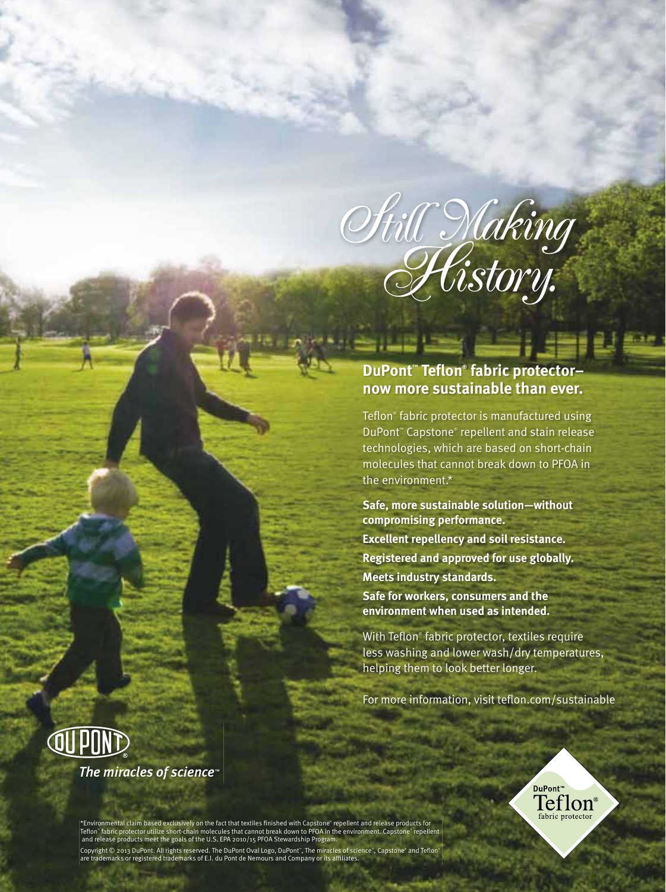# Still Making History.

## DuPont™ Teflon® fabric protector—now more sustainable than ever.

Teflon® fabric protector is manufactured using DuPont™ Capstone® repellent and stain release technologies, which are based on short-chain molecules that cannot break down to PFOA in the environment.*

**Safe, more sustainable solution—without compromising performance.**

**Excellent repellency and soil resistance.**

**Registered and approved for use globally.**

**Meets industry standards.**

**Safe for workers, consumers and the environment when used as intended.**

With Teflon® fabric protector, textiles require less washing and lower wash/dry temperatures, helping them to look better longer.

For more information, visit teflon.com/sustainable

DUPONT®

*The miracles of science*™

DuPont™ Teflon® fabric protector

*Environmental claim based exclusively on the fact that textiles finished with Capstone® repellent and release products for Teflon® fabric protector utilize short-chain molecules that cannot break down to PFOA in the environment. Capstone® repellent and release products meet the goals of the U.S. EPA 2010/15 PFOA Stewardship Program.

Copyright © 2013 DuPont. All rights reserved. The DuPont Oval Logo, DuPont™, The miracles of science™, Capstone® and Teflon® are trademarks or registered trademarks of E.I. du Pont de Nemours and Company or its affiliates.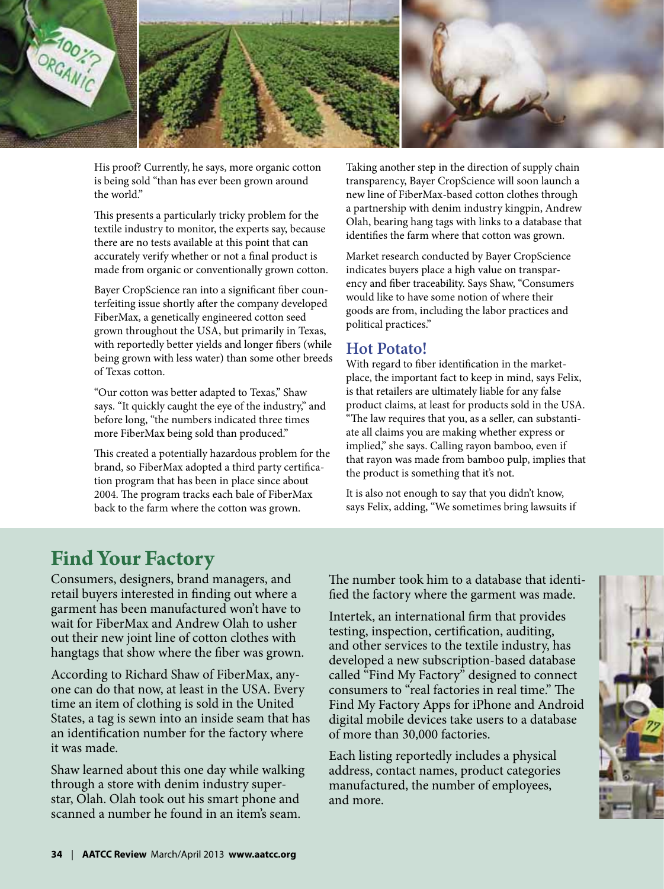His proof? Currently, he says, more organic cotton is being sold "than has ever been grown around the world."

This presents a particularly tricky problem for the textile industry to monitor, the experts say, because there are no tests available at this point that can accurately verify whether or not a final product is made from organic or conventionally grown cotton.

Bayer CropScience ran into a significant fiber counterfeiting issue shortly after the company developed FiberMax, a genetically engineered cotton seed grown throughout the USA, but primarily in Texas, with reportedly better yields and longer fibers (while being grown with less water) than some other breeds of Texas cotton.

"Our cotton was better adapted to Texas," Shaw says. "It quickly caught the eye of the industry," and before long, "the numbers indicated three times more FiberMax being sold than produced."

This created a potentially hazardous problem for the brand, so FiberMax adopted a third party certification program that has been in place since about 2004. The program tracks each bale of FiberMax back to the farm where the cotton was grown.

Taking another step in the direction of supply chain transparency, Bayer CropScience will soon launch a new line of FiberMax-based cotton clothes through a partnership with denim industry kingpin, Andrew Olah, bearing hang tags with links to a database that identifies the farm where that cotton was grown.

Market research conducted by Bayer CropScience indicates buyers place a high value on transparency and fiber traceability. Says Shaw, "Consumers would like to have some notion of where their goods are from, including the labor practices and political practices."

### Hot Potato!

With regard to fiber identification in the marketplace, the important fact to keep in mind, says Felix, is that retailers are ultimately liable for any false product claims, at least for products sold in the USA. "The law requires that you, as a seller, can substantiate all claims you are making whether express or implied," she says. Calling rayon bamboo, even if that rayon was made from bamboo pulp, implies that the product is something that it's not.

It is also not enough to say that you didn't know, says Felix, adding, "We sometimes bring lawsuits if

## Find Your Factory

Consumers, designers, brand managers, and retail buyers interested in finding out where a garment has been manufactured won't have to wait for FiberMax and Andrew Olah to usher out their new joint line of cotton clothes with hangtags that show where the fiber was grown.

According to Richard Shaw of FiberMax, anyone can do that now, at least in the USA. Every time an item of clothing is sold in the United States, a tag is sewn into an inside seam that has an identification number for the factory where it was made.

Shaw learned about this one day while walking through a store with denim industry superstar, Olah. Olah took out his smart phone and scanned a number he found in an item's seam. The number took him to a database that identified the factory where the garment was made.

Intertek, an international firm that provides testing, inspection, certification, auditing, and other services to the textile industry, has developed a new subscription-based database called "Find My Factory" designed to connect consumers to "real factories in real time." The Find My Factory Apps for iPhone and Android digital mobile devices take users to a database of more than 30,000 factories.

Each listing reportedly includes a physical address, contact names, product categories manufactured, the number of employees, and more.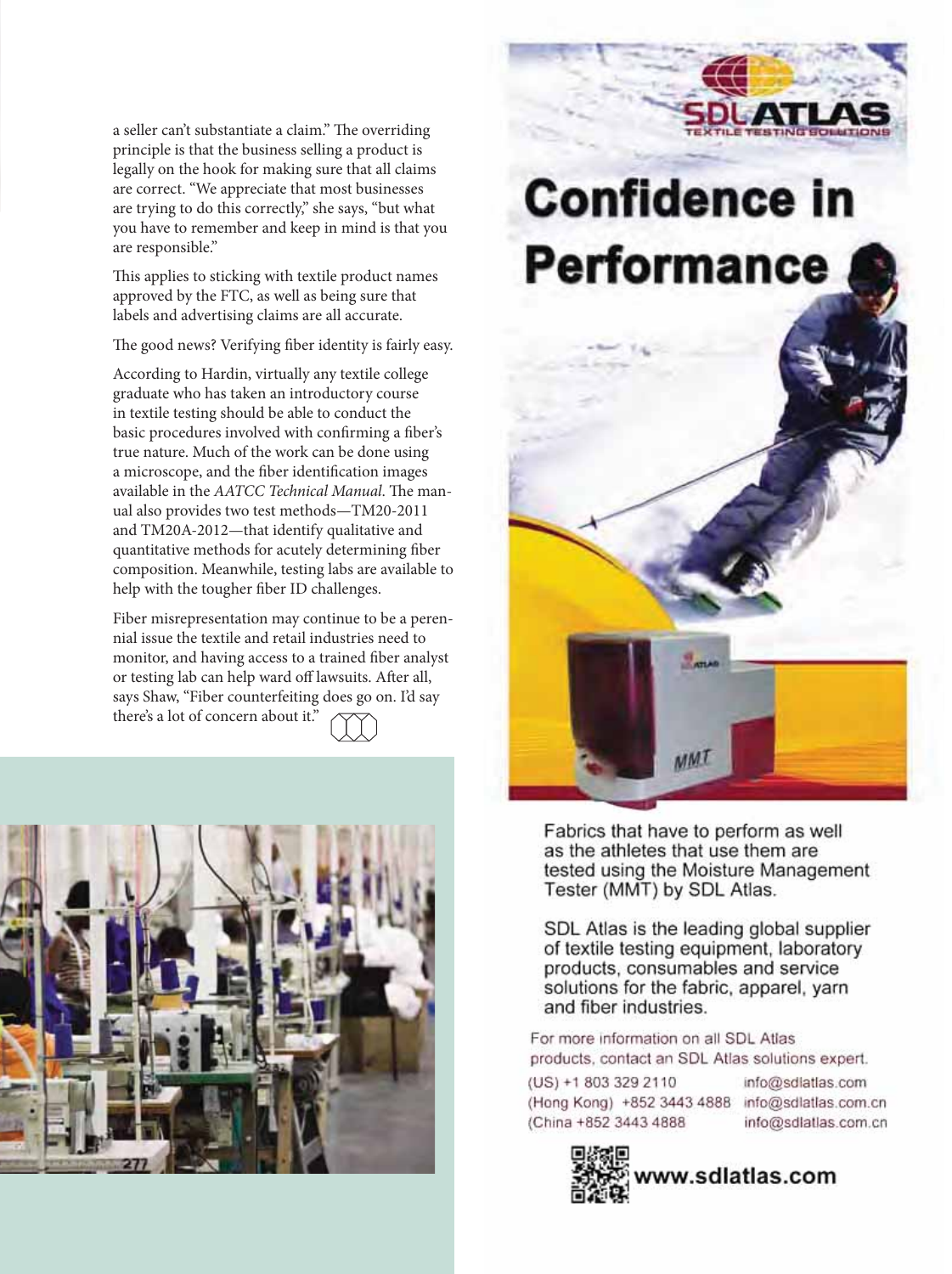a seller can't substantiate a claim." The overriding principle is that the business selling a product is legally on the hook for making sure that all claims are correct. "We appreciate that most businesses are trying to do this correctly," she says, "but what you have to remember and keep in mind is that you are responsible."

This applies to sticking with textile product names approved by the FTC, as well as being sure that labels and advertising claims are all accurate.

The good news? Verifying fiber identity is fairly easy.

According to Hardin, virtually any textile college graduate who has taken an introductory course in textile testing should be able to conduct the basic procedures involved with confirming a fiber's true nature. Much of the work can be done using a microscope, and the fiber identification images available in the *AATCC Technical Manual*. The manual also provides two test methods—TM20-2011 and TM20A-2012—that identify qualitative and quantitative methods for acutely determining fiber composition. Meanwhile, testing labs are available to help with the tougher fiber ID challenges.

Fiber misrepresentation may continue to be a perennial issue the textile and retail industries need to monitor, and having access to a trained fiber analyst or testing lab can help ward off lawsuits. After all, says Shaw, "Fiber counterfeiting does go on. I'd say there's a lot of concern about it."

SDL ATLAS
TEXTILE TESTING SOLUTIONS

# Confidence in Performance

Fabrics that have to perform as well as the athletes that use them are tested using the Moisture Management Tester (MMT) by SDL Atlas.

SDL Atlas is the leading global supplier of textile testing equipment, laboratory products, consumables and service solutions for the fabric, apparel, yarn and fiber industries.

For more information on all SDL Atlas products, contact an SDL Atlas solutions expert.

(US) +1 803 329 2110 info@sdlatlas.com
(Hong Kong) +852 3443 4888 info@sdlatlas.com.cn
(China +852 3443 4888 info@sdlatlas.com.cn

www.sdlatlas.com